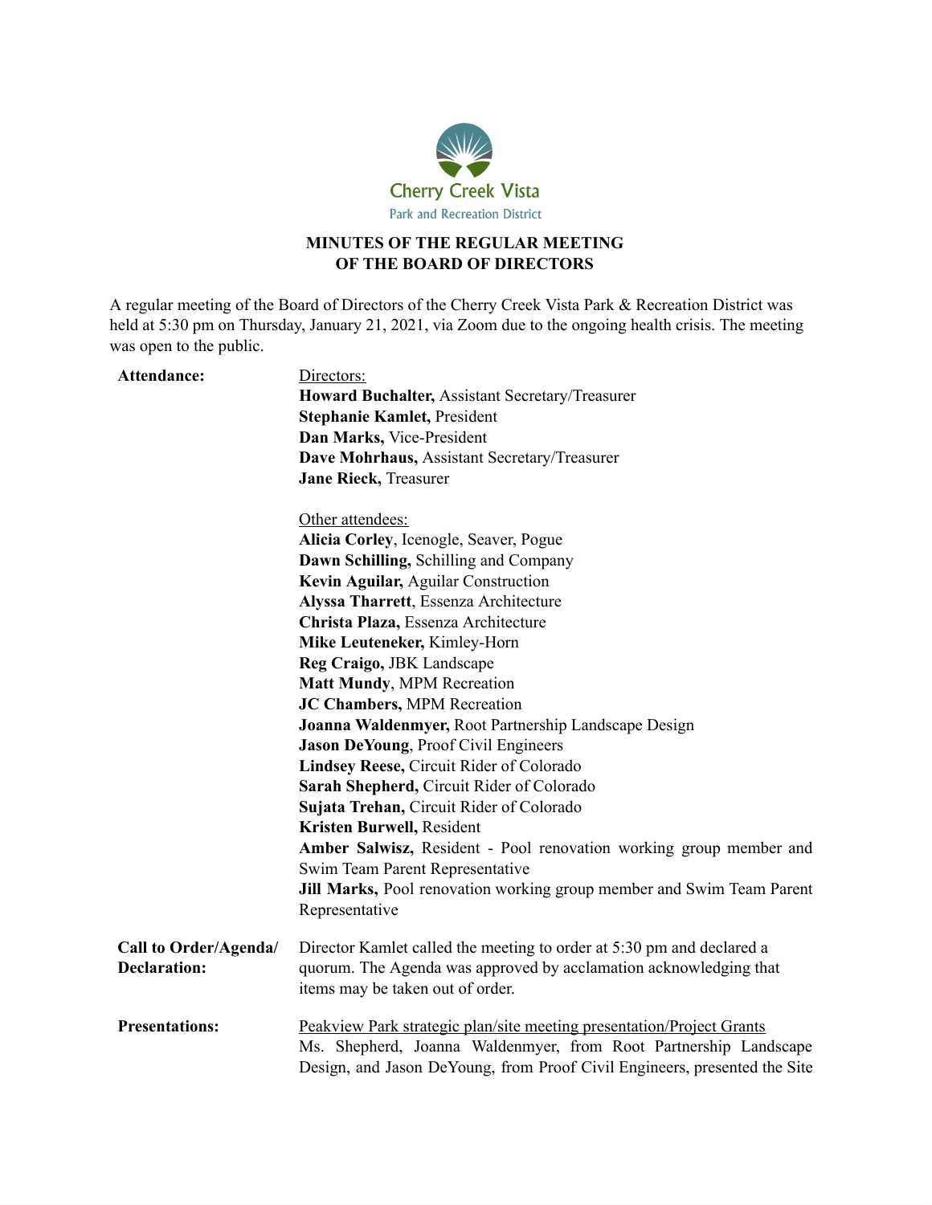Cherry Creek Vista
Park and Recreation District

## MINUTES OF THE REGULAR MEETING OF THE BOARD OF DIRECTORS

A regular meeting of the Board of Directors of the Cherry Creek Vista Park & Recreation District was held at 5:30 pm on Thursday, January 21, 2021, via Zoom due to the ongoing health crisis. The meeting was open to the public.

**Attendance:**

Directors:

**Howard Buchalter,** Assistant Secretary/Treasurer
**Stephanie Kamlet,** President
**Dan Marks,** Vice-President
**Dave Mohrhaus,** Assistant Secretary/Treasurer
**Jane Rieck,** Treasurer

Other attendees:

**Alicia Corley**, Icenogle, Seaver, Pogue
**Dawn Schilling,** Schilling and Company
**Kevin Aguilar,** Aguilar Construction
**Alyssa Tharrett**, Essenza Architecture
**Christa Plaza,** Essenza Architecture
**Mike Leuteneker,** Kimley-Horn
**Reg Craigo,** JBK Landscape
**Matt Mundy**, MPM Recreation
**JC Chambers,** MPM Recreation
**Joanna Waldenmyer,** Root Partnership Landscape Design
**Jason DeYoung**, Proof Civil Engineers
**Lindsey Reese,** Circuit Rider of Colorado
**Sarah Shepherd,** Circuit Rider of Colorado
**Sujata Trehan,** Circuit Rider of Colorado
**Kristen Burwell,** Resident
**Amber Salwisz,** Resident - Pool renovation working group member and Swim Team Parent Representative
**Jill Marks,** Pool renovation working group member and Swim Team Parent Representative

**Call to Order/Agenda/ Declaration:**

Director Kamlet called the meeting to order at 5:30 pm and declared a quorum. The Agenda was approved by acclamation acknowledging that items may be taken out of order.

**Presentations:**

Peakview Park strategic plan/site meeting presentation/Project Grants

Ms. Shepherd, Joanna Waldenmyer, from Root Partnership Landscape Design, and Jason DeYoung, from Proof Civil Engineers, presented the Site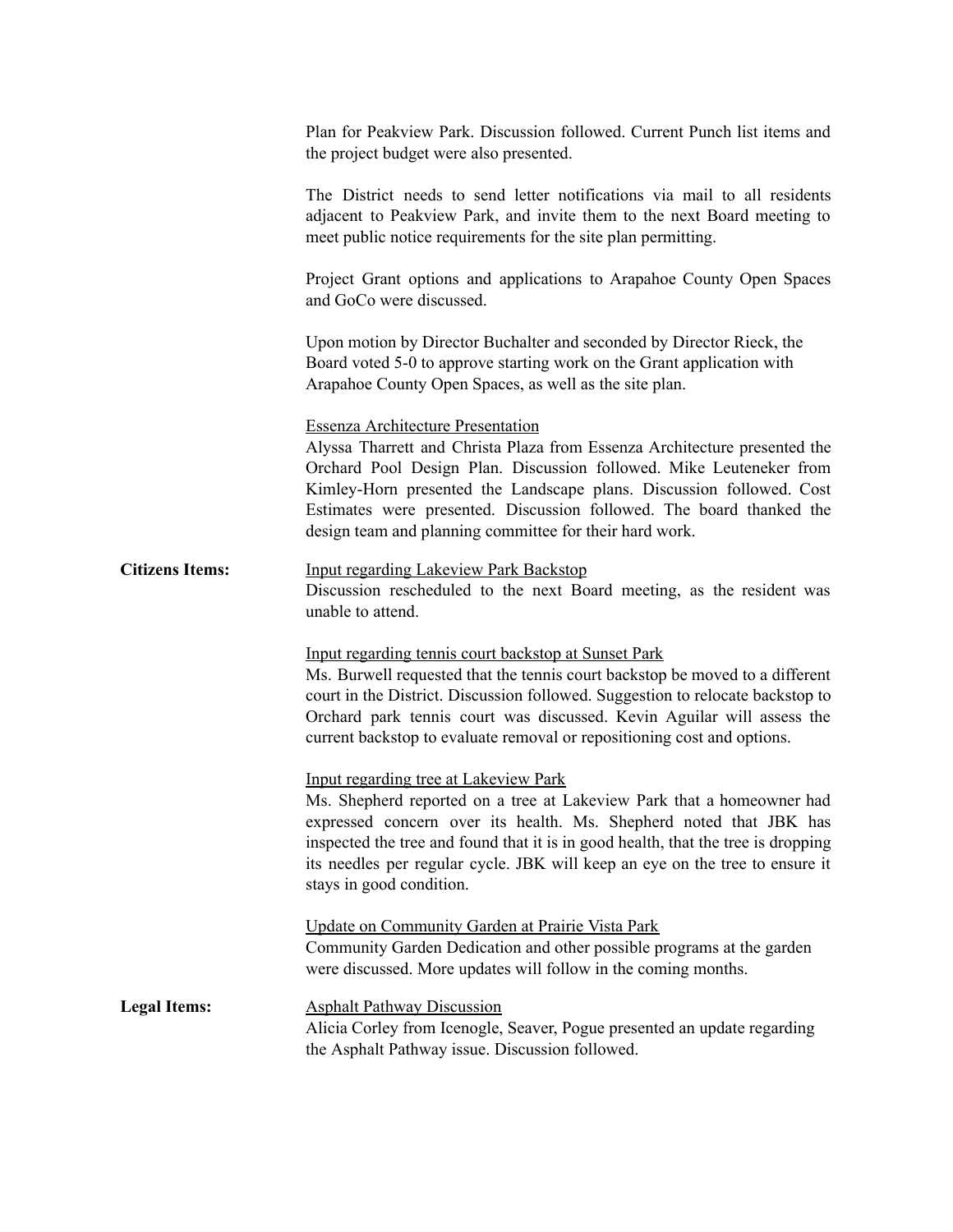Plan for Peakview Park. Discussion followed. Current Punch list items and the project budget were also presented.

The District needs to send letter notifications via mail to all residents adjacent to Peakview Park, and invite them to the next Board meeting to meet public notice requirements for the site plan permitting.

Project Grant options and applications to Arapahoe County Open Spaces and GoCo were discussed.

Upon motion by Director Buchalter and seconded by Director Rieck, the Board voted 5-0 to approve starting work on the Grant application with Arapahoe County Open Spaces, as well as the site plan.

Essenza Architecture Presentation
Alyssa Tharrett and Christa Plaza from Essenza Architecture presented the Orchard Pool Design Plan. Discussion followed. Mike Leuteneker from Kimley-Horn presented the Landscape plans. Discussion followed. Cost Estimates were presented. Discussion followed. The board thanked the design team and planning committee for their hard work.

**Citizens Items:**

Input regarding Lakeview Park Backstop
Discussion rescheduled to the next Board meeting, as the resident was unable to attend.

Input regarding tennis court backstop at Sunset Park
Ms. Burwell requested that the tennis court backstop be moved to a different court in the District. Discussion followed. Suggestion to relocate backstop to Orchard park tennis court was discussed. Kevin Aguilar will assess the current backstop to evaluate removal or repositioning cost and options.

Input regarding tree at Lakeview Park
Ms. Shepherd reported on a tree at Lakeview Park that a homeowner had expressed concern over its health. Ms. Shepherd noted that JBK has inspected the tree and found that it is in good health, that the tree is dropping its needles per regular cycle. JBK will keep an eye on the tree to ensure it stays in good condition.

Update on Community Garden at Prairie Vista Park
Community Garden Dedication and other possible programs at the garden were discussed. More updates will follow in the coming months.

**Legal Items:**

Asphalt Pathway Discussion
Alicia Corley from Icenogle, Seaver, Pogue presented an update regarding the Asphalt Pathway issue. Discussion followed.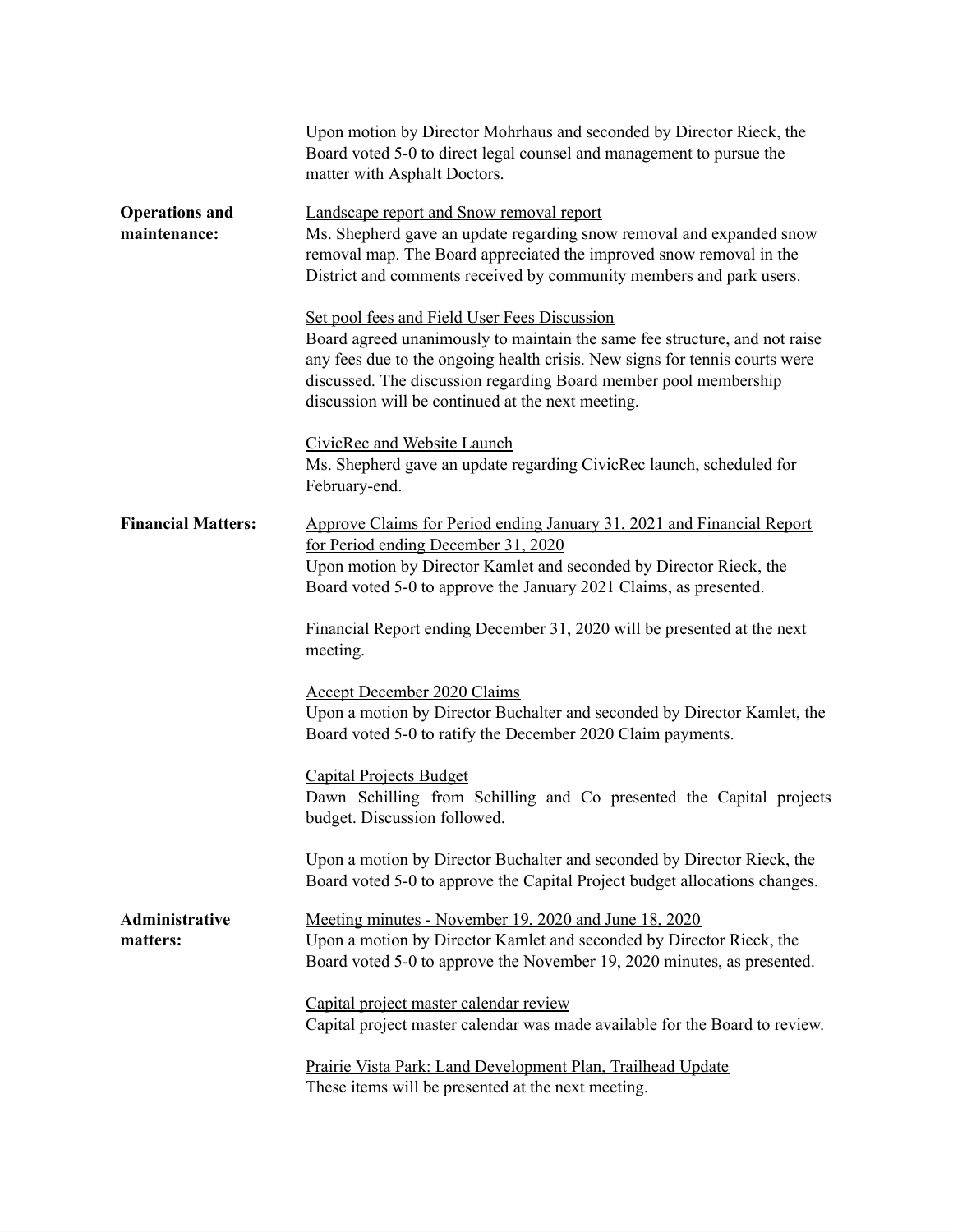Upon motion by Director Mohrhaus and seconded by Director Rieck, the Board voted 5-0 to direct legal counsel and management to pursue the matter with Asphalt Doctors.

**Operations and maintenance:**

Landscape report and Snow removal report
Ms. Shepherd gave an update regarding snow removal and expanded snow removal map. The Board appreciated the improved snow removal in the District and comments received by community members and park users.

Set pool fees and Field User Fees Discussion
Board agreed unanimously to maintain the same fee structure, and not raise any fees due to the ongoing health crisis. New signs for tennis courts were discussed. The discussion regarding Board member pool membership discussion will be continued at the next meeting.

CivicRec and Website Launch
Ms. Shepherd gave an update regarding CivicRec launch, scheduled for February-end.

**Financial Matters:**

Approve Claims for Period ending January 31, 2021 and Financial Report for Period ending December 31, 2020
Upon motion by Director Kamlet and seconded by Director Rieck, the Board voted 5-0 to approve the January 2021 Claims, as presented.

Financial Report ending December 31, 2020 will be presented at the next meeting.

Accept December 2020 Claims
Upon a motion by Director Buchalter and seconded by Director Kamlet, the Board voted 5-0 to ratify the December 2020 Claim payments.

Capital Projects Budget
Dawn Schilling from Schilling and Co presented the Capital projects budget. Discussion followed.

Upon a motion by Director Buchalter and seconded by Director Rieck, the Board voted 5-0 to approve the Capital Project budget allocations changes.

**Administrative matters:**

Meeting minutes - November 19, 2020 and June 18, 2020
Upon a motion by Director Kamlet and seconded by Director Rieck, the Board voted 5-0 to approve the November 19, 2020 minutes, as presented.

Capital project master calendar review
Capital project master calendar was made available for the Board to review.

Prairie Vista Park: Land Development Plan, Trailhead Update
These items will be presented at the next meeting.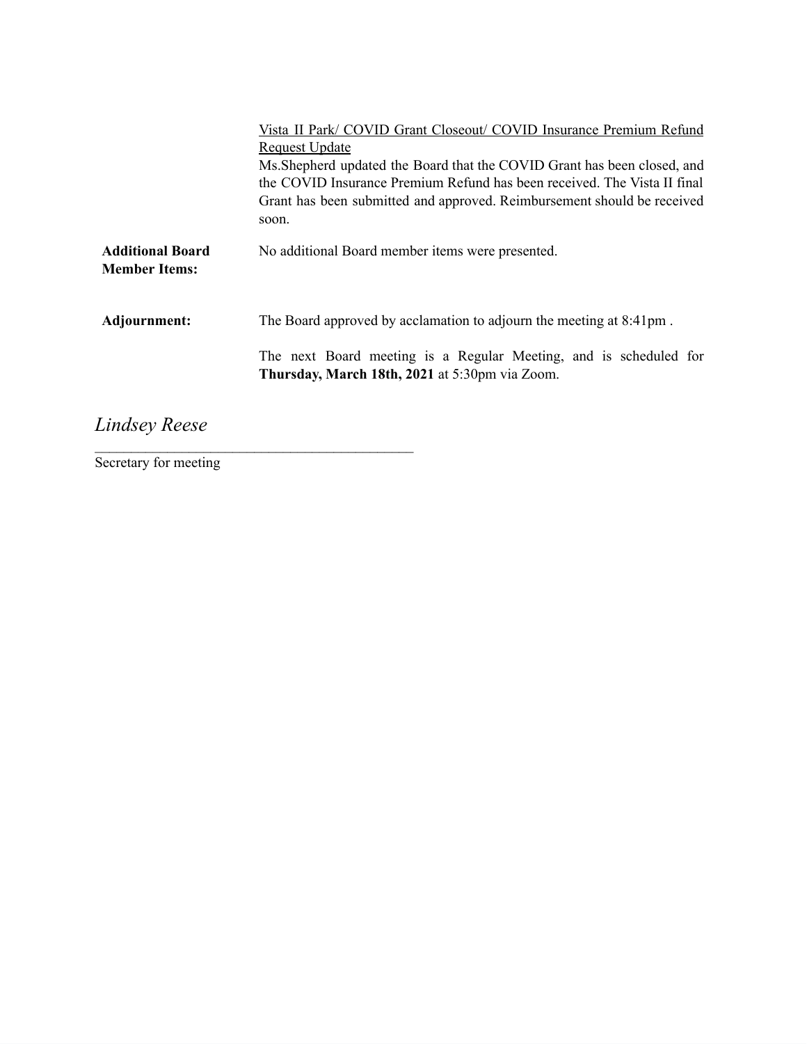<u>Vista II Park/ COVID Grant Closeout/ COVID Insurance Premium Refund Request Update</u>

Ms.Shepherd updated the Board that the COVID Grant has been closed, and the COVID Insurance Premium Refund has been received. The Vista II final Grant has been submitted and approved. Reimbursement should be received soon.

**Additional Board Member Items:** No additional Board member items were presented.

**Adjournment:** The Board approved by acclamation to adjourn the meeting at 8:41pm .

The next Board meeting is a Regular Meeting, and is scheduled for **Thursday, March 18th, 2021** at 5:30pm via Zoom.

*Lindsey Reese*

\_\_\_\_\_\_\_\_\_\_\_\_\_\_\_\_\_\_\_\_\_\_\_\_\_\_\_\_\_\_\_\_\_\_\_\_\_\_\_\_\_\_\_\_

Secretary for meeting